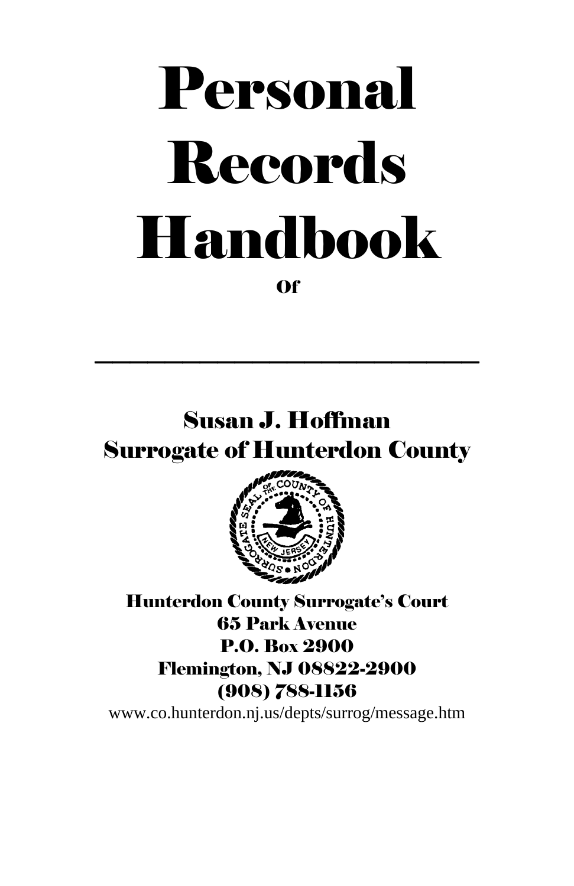# Personal Records Handbook

**Of**

\_\_\_\_\_\_\_\_\_\_\_\_\_\_\_\_\_\_\_\_\_\_\_\_\_\_\_\_\_\_

## Susan J. Hoffman
## Surrogate of Hunterdon County

**Hunterdon County Surrogate's Court**
**65 Park Avenue**
**P.O. Box 2900**
**Flemington, NJ 08822-2900**
**(908) 788-1156**

www.co.hunterdon.nj.us/depts/surrog/message.htm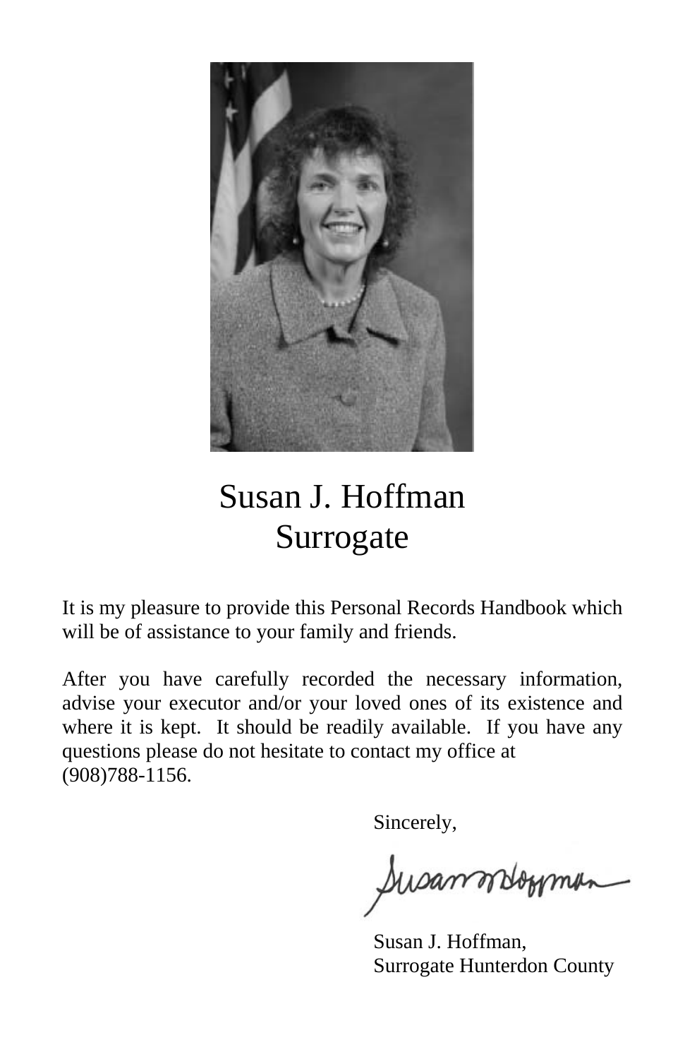# Susan J. Hoffman
## Surrogate

It is my pleasure to provide this Personal Records Handbook which will be of assistance to your family and friends.

After you have carefully recorded the necessary information, advise your executor and/or your loved ones of its existence and where it is kept. It should be readily available. If you have any questions please do not hesitate to contact my office at (908)788-1156.

Sincerely,

Susan J. Hoffman,
Surrogate Hunterdon County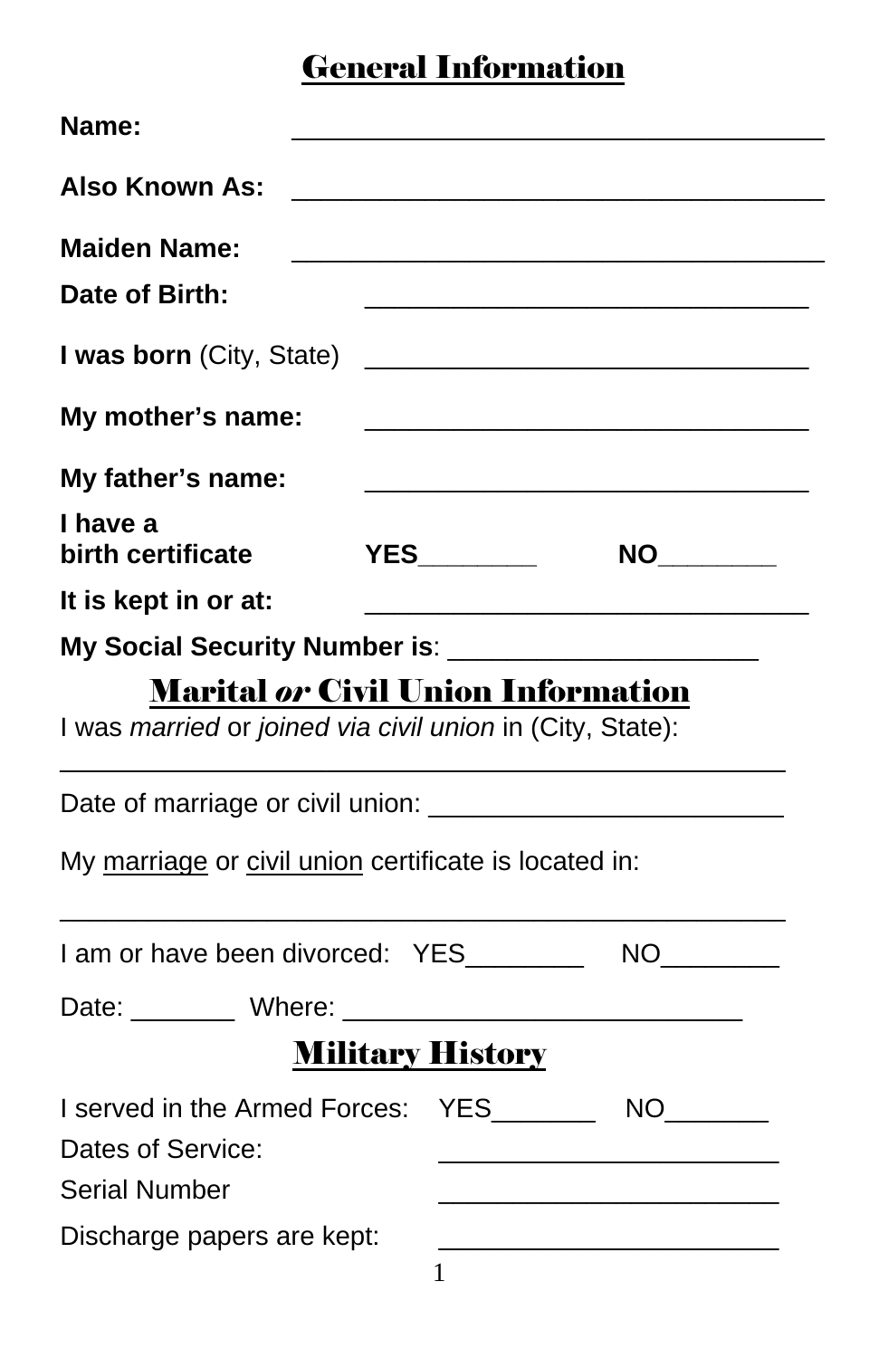## General Information

**Name:** ____________________________________

**Also Known As:** ____________________________________

**Maiden Name:** ____________________________________

**Date of Birth:** ______________________________

**I was born** (City, State) ______________________________

**My mother's name:** ______________________________

**My father's name:** ______________________________

**I have a birth certificate** **YES**________ **NO**________

**It is kept in or at:** ______________________________

**My Social Security Number is**: _____________________

## Marital *or* Civil Union Information

I was *married* or *joined via civil union* in (City, State):

_________________________________________________

Date of marriage or civil union: ________________________

My marriage or civil union certificate is located in:

_________________________________________________

I am or have been divorced: YES________ NO________

Date: _______ Where: ___________________________

## Military History

I served in the Armed Forces: YES_______ NO_______

Dates of Service: _______________________

Serial Number _______________________

Discharge papers are kept: _______________________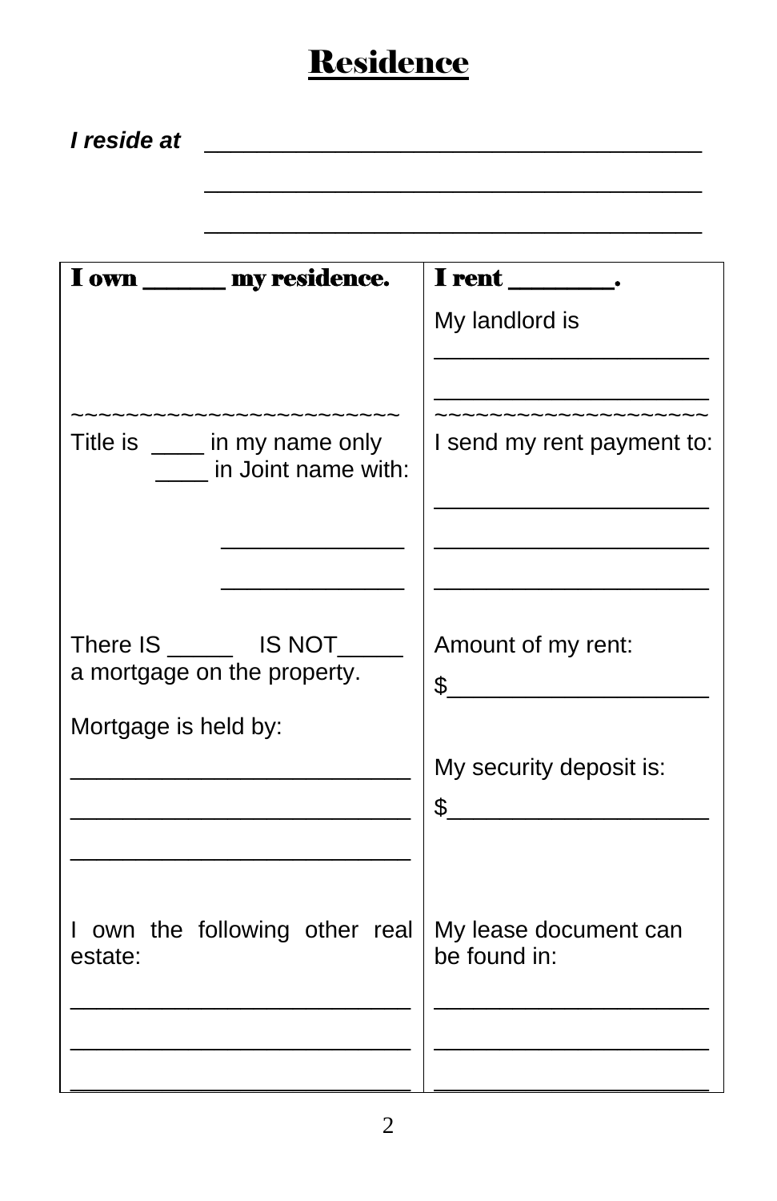# Residence

***I reside at*** ________________________________________

________________________________________

________________________________________

| **I own ______ my residence.** | **I rent ________.** |
|---|---|
| | My landlord is ______________________ ______________________ |
| ~~~~~~~~~~~~~~~~~~~~~~~~~ | ~~~~~~~~~~~~~~~~~~~~~ |
| Title is ____ in my name only ____ in Joint name with: ______________ ______________ | I send my rent payment to: ______________________ ______________________ ______________________ |
| There IS _____ IS NOT_____ a mortgage on the property. | Amount of my rent: $____________________ |
| Mortgage is held by: ___________________________ ___________________________ ___________________________ | My security deposit is: $____________________ |
| I own the following other real estate: ___________________________ ___________________________ ___________________________ | My lease document can be found in: ______________________ ______________________ ______________________ |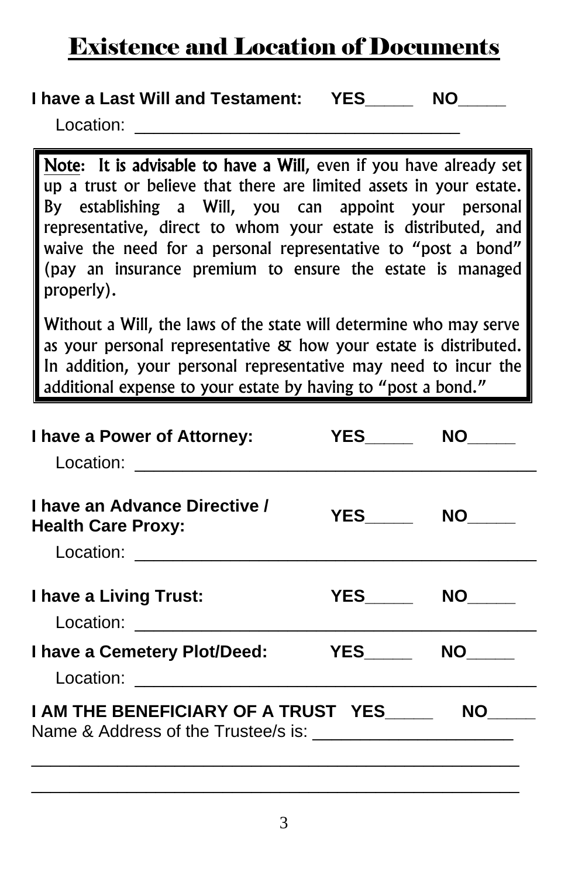# Existence and Location of Documents

**I have a Last Will and Testament:** **YES_____** **NO_____**

Location: ___________________________________

> **Note: It is advisable to have a Will,** even if you have already set up a trust or believe that there are limited assets in your estate. By establishing a Will, you can appoint your personal representative, direct to whom your estate is distributed, and waive the need for a personal representative to "post a bond" (pay an insurance premium to ensure the estate is managed properly).
>
> Without a Will, the laws of the state will determine who may serve as your personal representative & how your estate is distributed. In addition, your personal representative may need to incur the additional expense to your estate by having to "post a bond."

**I have a Power of Attorney:** **YES_____** **NO_____**

Location: ___________________________________________

**I have an Advance Directive / Health Care Proxy:** **YES_____** **NO_____**

Location: ___________________________________________

**I have a Living Trust:** **YES_____** **NO_____**

Location: ___________________________________________

**I have a Cemetery Plot/Deed:** **YES_____** **NO_____**

Location: ___________________________________________

**I AM THE BENEFICIARY OF A TRUST** **YES_____** **NO_____**

Name & Address of the Trustee/s is: _____________________

_____________________________________________________

_____________________________________________________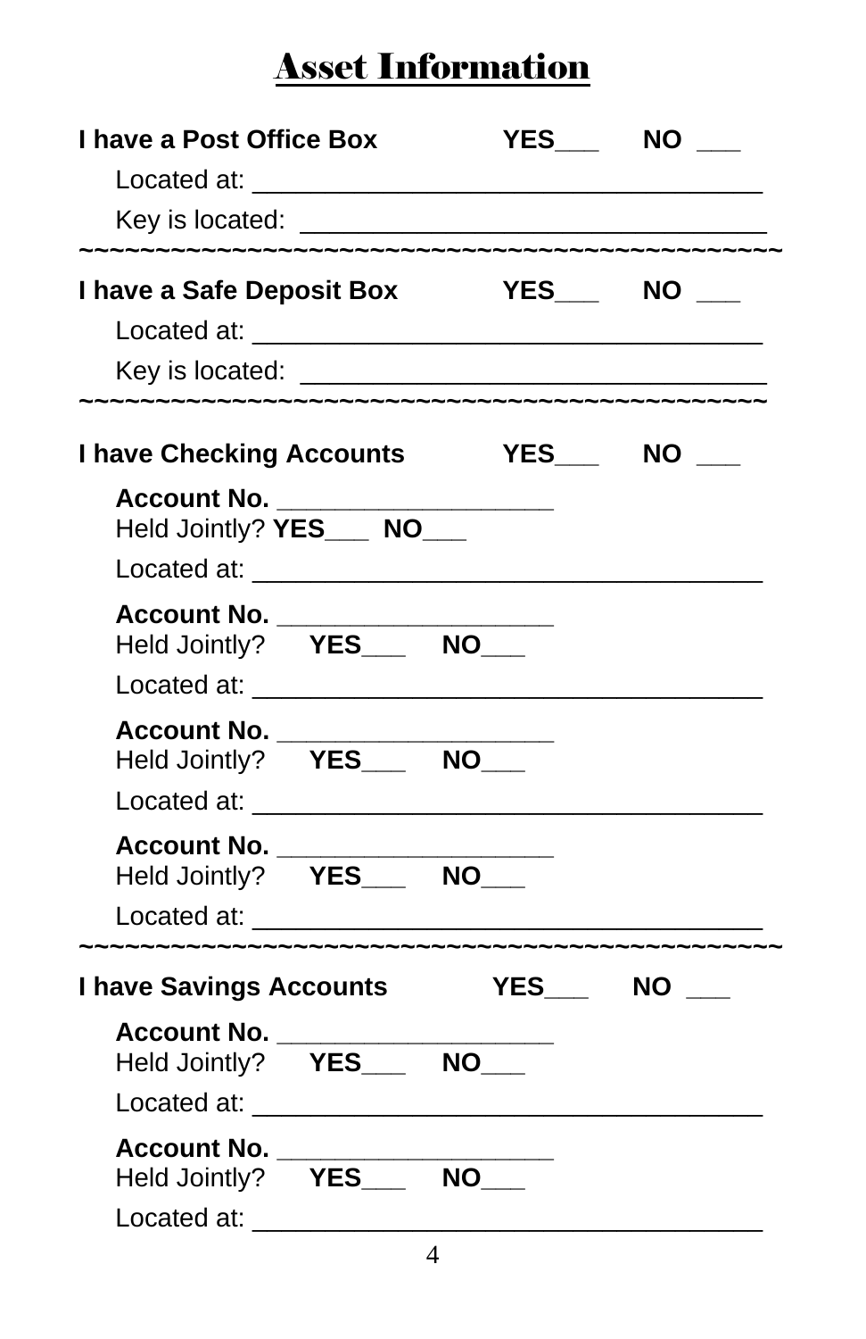# Asset Information

**I have a Post Office Box** **YES___** **NO ___**

Located at: ___________________________________

Key is located: ________________________________

~~~~~~~~~~~~~~~~~~~~~~~~~~~~~~~~~~~~~~~~~~~~~~~~

**I have a Safe Deposit Box** **YES___** **NO ___**

Located at: ___________________________________

Key is located: ________________________________

~~~~~~~~~~~~~~~~~~~~~~~~~~~~~~~~~~~~~~~~~~~~~~

**I have Checking Accounts** **YES___** **NO ___**

**Account No.** ___________________
Held Jointly? **YES___** **NO___**

Located at: ___________________________________

**Account No.** ___________________
Held Jointly? **YES___** **NO___**

Located at: ___________________________________

**Account No.** ___________________
Held Jointly? **YES___** **NO___**

Located at: ___________________________________

**Account No.** ___________________
Held Jointly? **YES___** **NO___**

Located at: ___________________________________

~~~~~~~~~~~~~~~~~~~~~~~~~~~~~~~~~~~~~~~~~~~~~~~~

**I have Savings Accounts** **YES___** **NO ___**

**Account No.** ___________________
Held Jointly? **YES___** **NO___**

Located at: ___________________________________

**Account No.** ___________________
Held Jointly? **YES___** **NO___**

Located at: ___________________________________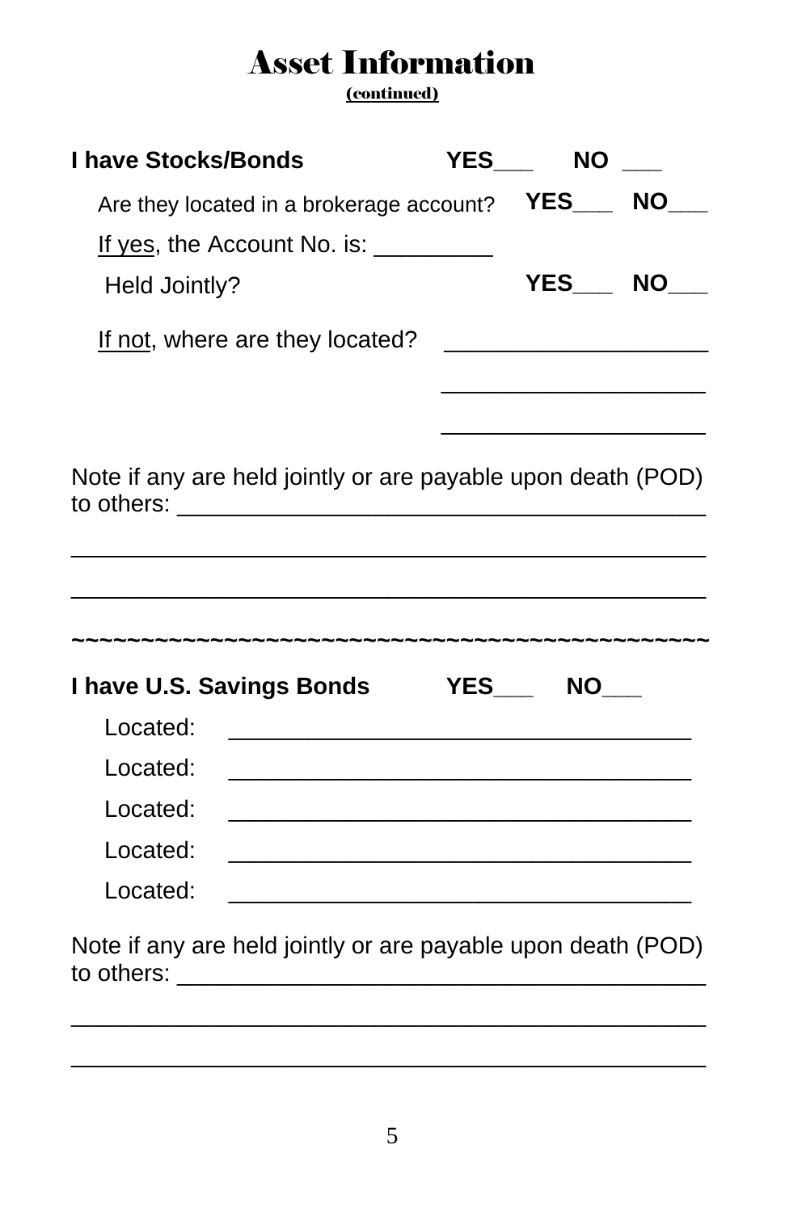# Asset Information

(continued)

**I have Stocks/Bonds** **YES**___ **NO** ___

Are they located in a brokerage account? **YES**___ **NO**___

If yes, the Account No. is: _________

Held Jointly? **YES**___ **NO**___

If not, where are they located? ____________________

____________________

____________________

Note if any are held jointly or are payable upon death (POD) to others: ________________________________________

_______________________________________________

_______________________________________________

~~~~~~~~~~~~~~~~~~~~~~~~~~~~~~~~~~~~~~~~~~~~~~~

**I have U.S. Savings Bonds** **YES**___ **NO**___

Located: ___________________________________

Located: ___________________________________

Located: ___________________________________

Located: ___________________________________

Located: ___________________________________

Note if any are held jointly or are payable upon death (POD) to others: ________________________________________

_______________________________________________

_______________________________________________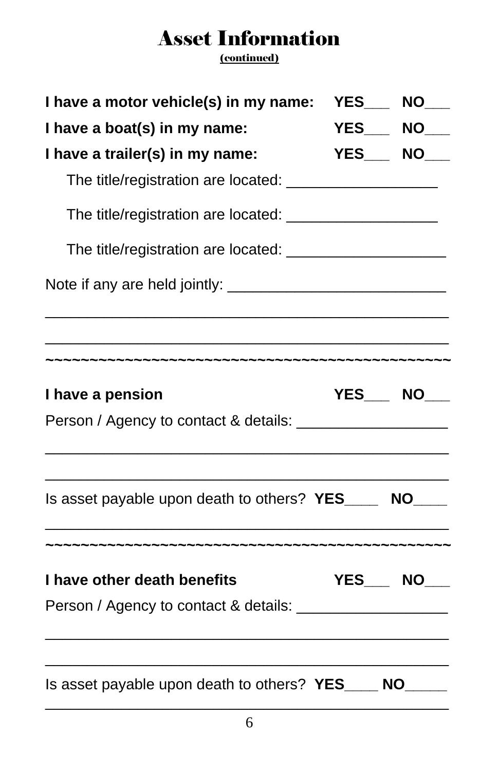# Asset Information

(continued)

**I have a motor vehicle(s) in my name: YES___ NO___**

**I have a boat(s) in my name: YES___ NO___**

**I have a trailer(s) in my name: YES___ NO___**

The title/registration are located: __________________

The title/registration are located: __________________

The title/registration are located: ___________________

Note if any are held jointly: __________________________

_________________________________________________

_________________________________________________

~~~~~~~~~~~~~~~~~~~~~~~~~~~~~~~~~~~~~~~~~~~~~

**I have a pension YES___ NO___**

Person / Agency to contact & details: __________________

_________________________________________________

_________________________________________________

Is asset payable upon death to others? **YES**____ **NO**____

_________________________________________________

~~~~~~~~~~~~~~~~~~~~~~~~~~~~~~~~~~~~~~~~~~~~~

**I have other death benefits YES___ NO___**

Person / Agency to contact & details: __________________

_________________________________________________

_________________________________________________

Is asset payable upon death to others? **YES**____ **NO**_____

_________________________________________________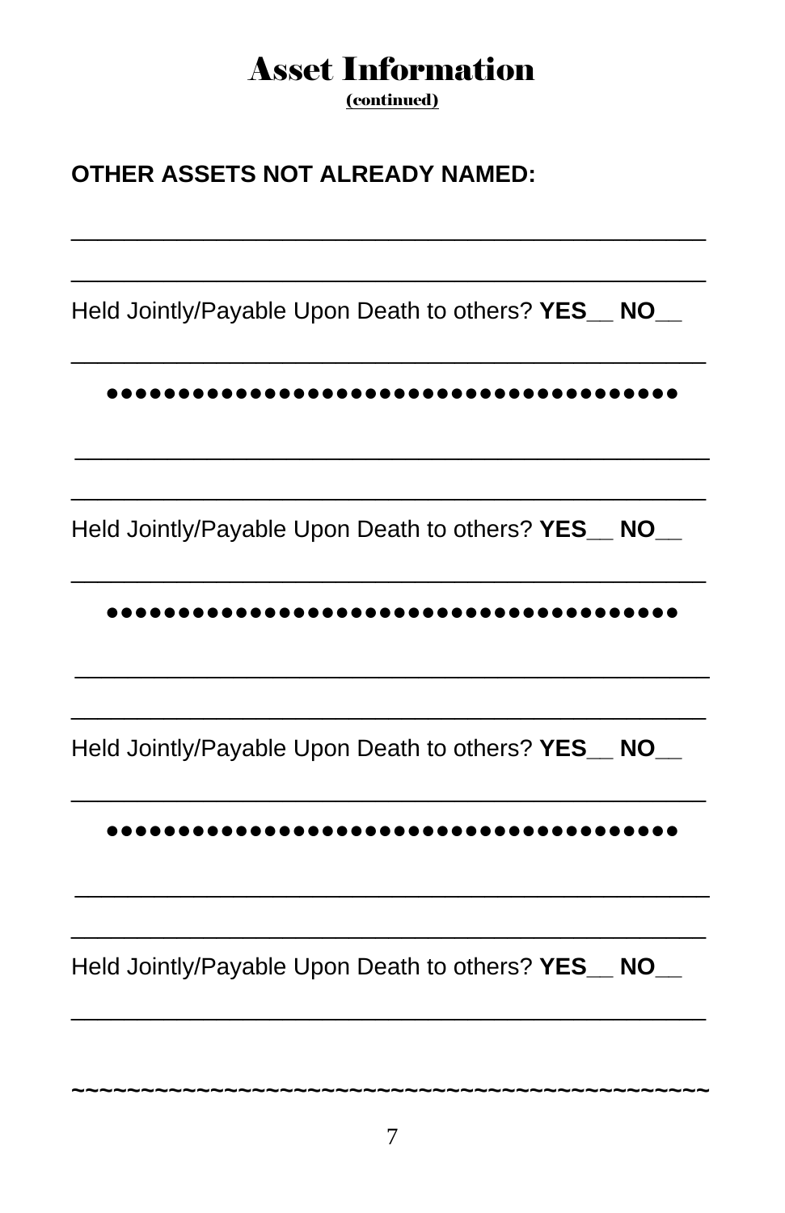# Asset Information

(continued)

**OTHER ASSETS NOT ALREADY NAMED:**

_______________________________________________

_______________________________________________

Held Jointly/Payable Upon Death to others? **YES__ NO__**

_______________________________________________

●●●●●●●●●●●●●●●●●●●●●●●●●●●●●●●●●●●●●●

_______________________________________________

_______________________________________________

Held Jointly/Payable Upon Death to others? **YES__ NO__**

_______________________________________________

●●●●●●●●●●●●●●●●●●●●●●●●●●●●●●●●●●●●●●

_______________________________________________

_______________________________________________

Held Jointly/Payable Upon Death to others? **YES__ NO__**

_______________________________________________

●●●●●●●●●●●●●●●●●●●●●●●●●●●●●●●●●●●●●●

_______________________________________________

_______________________________________________

Held Jointly/Payable Upon Death to others? **YES__ NO__**

_______________________________________________

~~~~~~~~~~~~~~~~~~~~~~~~~~~~~~~~~~~~~~~~~~~~~~~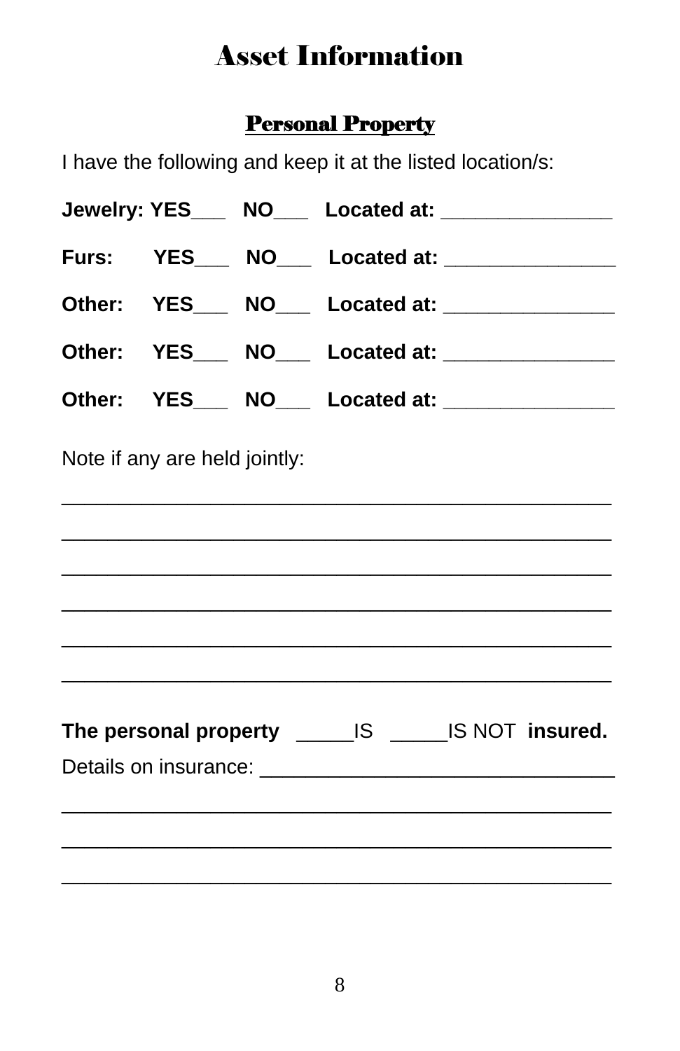# Asset Information

## Personal Property

I have the following and keep it at the listed location/s:

**Jewelry: YES___ NO___ Located at: _______________**

**Furs: YES___ NO___ Located at: _______________**

**Other: YES___ NO___ Located at: _______________**

**Other: YES___ NO___ Located at: _______________**

**Other: YES___ NO___ Located at: _______________**

Note if any are held jointly:

_________________________________________________

_________________________________________________

_________________________________________________

_________________________________________________

_________________________________________________

_________________________________________________

**The personal property** _____IS _____IS NOT **insured.**

Details on insurance: _______________________________

_________________________________________________

_________________________________________________

_________________________________________________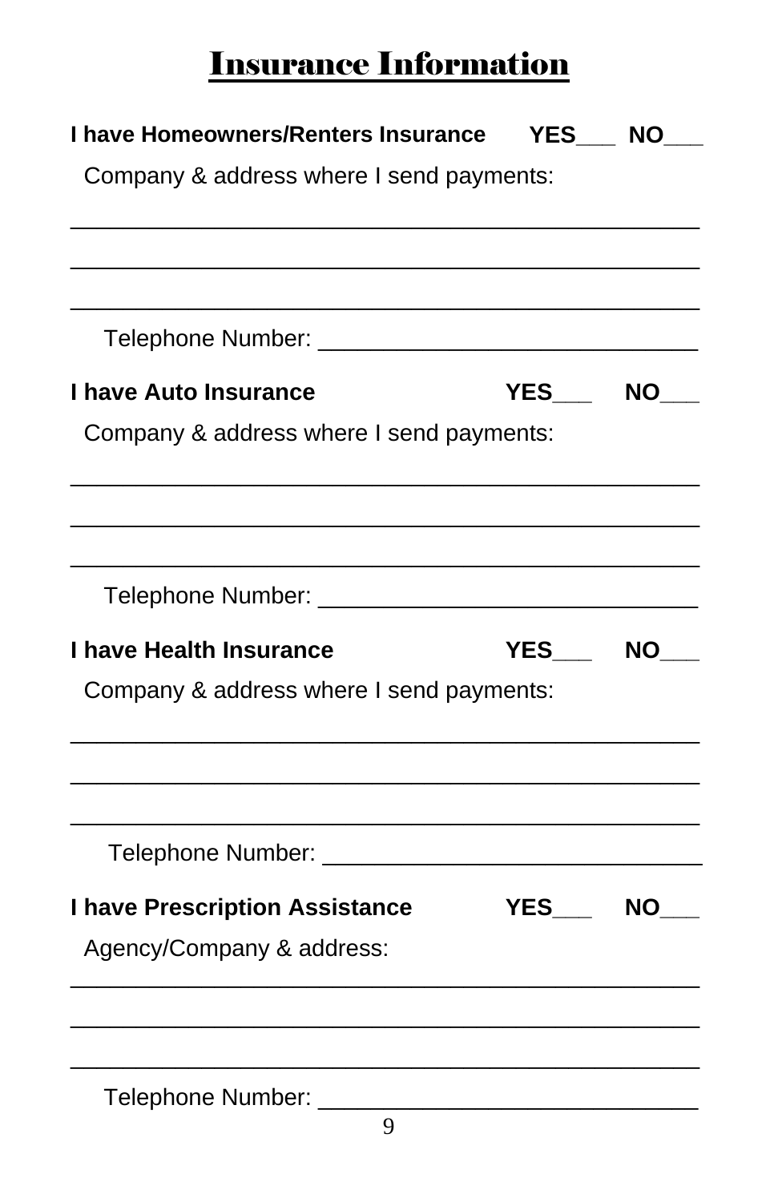# Insurance Information

**I have Homeowners/Renters Insurance YES___ NO___**

Company & address where I send payments:

_______________________________________________

_______________________________________________

_______________________________________________

Telephone Number: ____________________________

**I have Auto Insurance YES___ NO___**

Company & address where I send payments:

_______________________________________________

_______________________________________________

_______________________________________________

Telephone Number: ____________________________

**I have Health Insurance YES___ NO___**

Company & address where I send payments:

_______________________________________________

_______________________________________________

_______________________________________________

Telephone Number: ____________________________

**I have Prescription Assistance YES___ NO___**

Agency/Company & address:

_______________________________________________

_______________________________________________

_______________________________________________

Telephone Number: ____________________________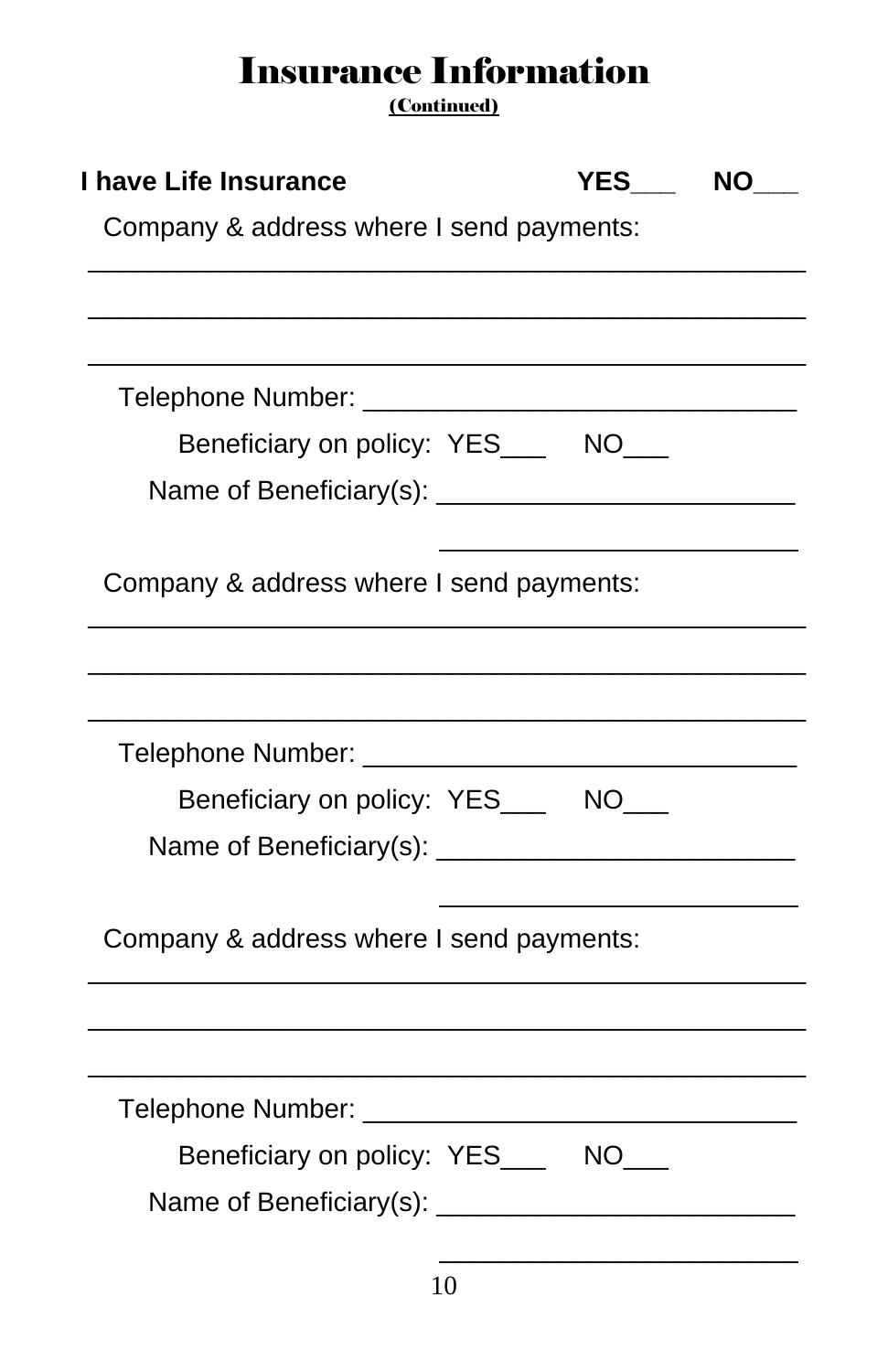# Insurance Information

(Continued)

**I have Life Insurance** **YES___ NO___**

Company & address where I send payments:

______________________________________________

______________________________________________

______________________________________________

Telephone Number: ____________________________

Beneficiary on policy: YES___ NO___

Name of Beneficiary(s): ________________________

________________________

Company & address where I send payments:

______________________________________________

______________________________________________

______________________________________________

Telephone Number: ____________________________

Beneficiary on policy: YES___ NO___

Name of Beneficiary(s): ________________________

________________________

Company & address where I send payments:

______________________________________________

______________________________________________

______________________________________________

Telephone Number: ____________________________

Beneficiary on policy: YES___ NO___

Name of Beneficiary(s): ________________________

________________________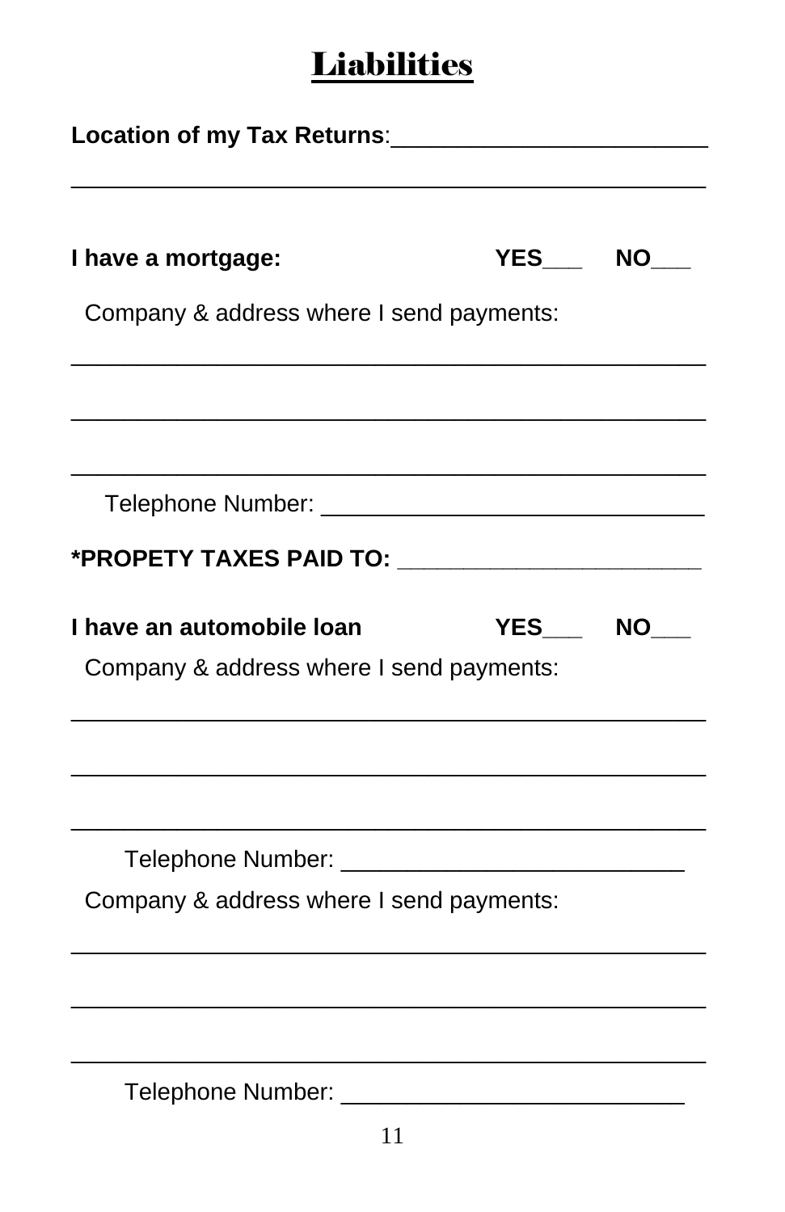# Liabilities

**Location of my Tax Returns**:________________________

_________________________________________________

**I have a mortgage:** **YES___** **NO___**

Company & address where I send payments:

_________________________________________________

_________________________________________________

_________________________________________________

Telephone Number: ______________________________

***PROPETY TAXES PAID TO:** _______________________

**I have an automobile loan** **YES___** **NO___**

Company & address where I send payments:

_________________________________________________

_________________________________________________

_________________________________________________

Telephone Number: ___________________________

Company & address where I send payments:

_________________________________________________

_________________________________________________

_________________________________________________

Telephone Number: ___________________________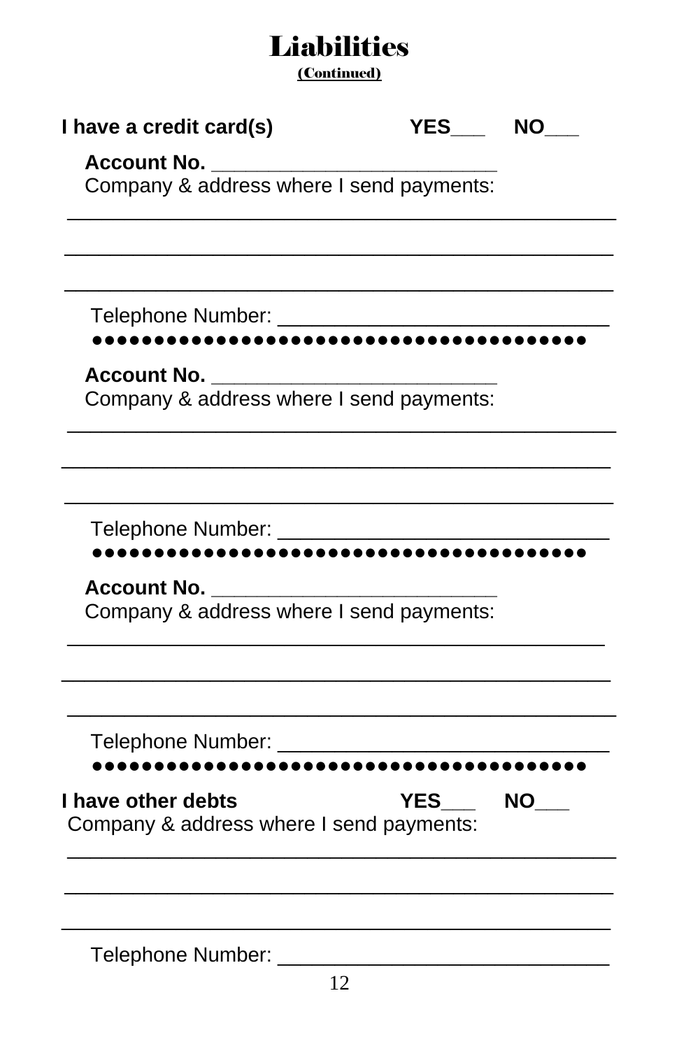# Liabilities

**(Continued)**

**I have a credit card(s)** **YES___** **NO___**

**Account No.** ________________________

Company & address where I send payments:

______________________________________________

______________________________________________

______________________________________________

Telephone Number: ____________________________

●●●●●●●●●●●●●●●●●●●●●●●●●●●●●●●●●●●●●●●

**Account No.** ________________________

Company & address where I send payments:

______________________________________________

______________________________________________

______________________________________________

Telephone Number: ____________________________

●●●●●●●●●●●●●●●●●●●●●●●●●●●●●●●●●●●●●●●

**Account No.** ________________________

Company & address where I send payments:

______________________________________________

______________________________________________

______________________________________________

Telephone Number: ____________________________

●●●●●●●●●●●●●●●●●●●●●●●●●●●●●●●●●●●●●●●

**I have other debts** **YES___** **NO___**

Company & address where I send payments:

______________________________________________

______________________________________________

______________________________________________

Telephone Number: ____________________________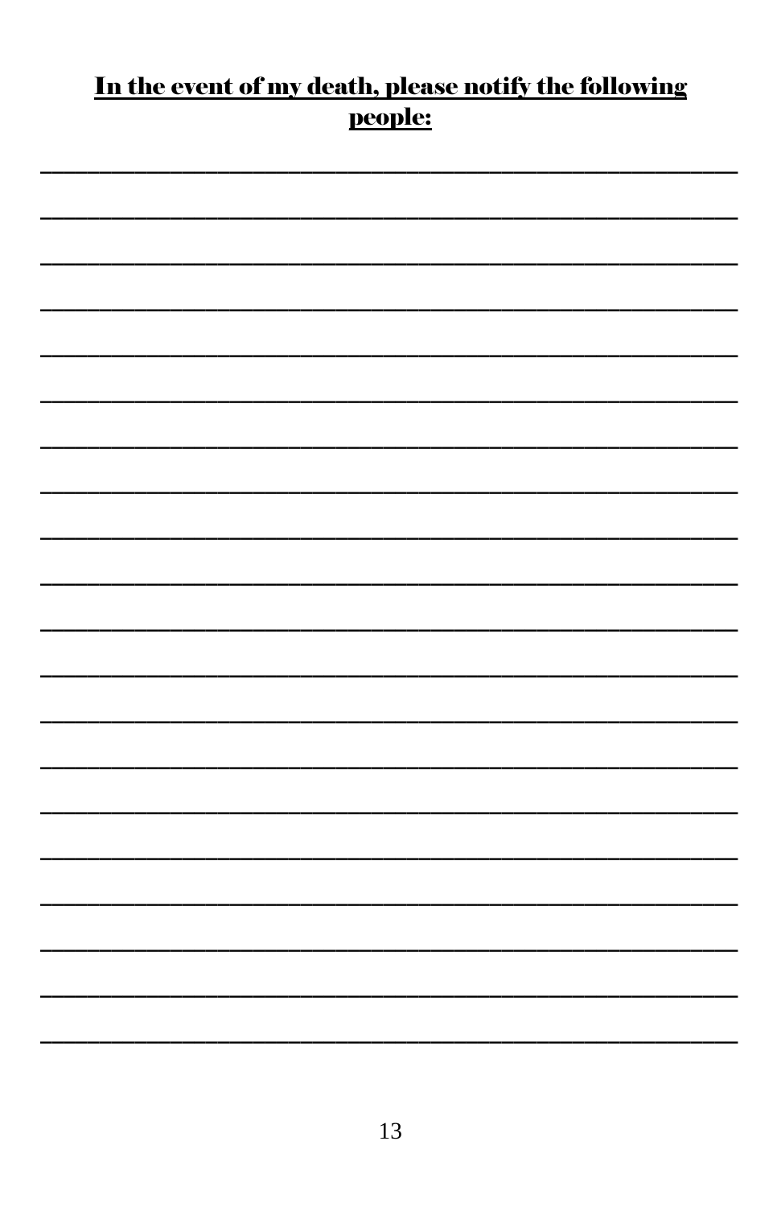# **In the event of my death, please notify the following people:**

\_\_\_\_\_\_\_\_\_\_\_\_\_\_\_\_\_\_\_\_\_\_\_\_\_\_\_\_\_\_\_\_\_\_\_\_\_\_\_\_\_\_\_\_\_\_\_\_

\_\_\_\_\_\_\_\_\_\_\_\_\_\_\_\_\_\_\_\_\_\_\_\_\_\_\_\_\_\_\_\_\_\_\_\_\_\_\_\_\_\_\_\_\_\_\_\_

\_\_\_\_\_\_\_\_\_\_\_\_\_\_\_\_\_\_\_\_\_\_\_\_\_\_\_\_\_\_\_\_\_\_\_\_\_\_\_\_\_\_\_\_\_\_\_\_

\_\_\_\_\_\_\_\_\_\_\_\_\_\_\_\_\_\_\_\_\_\_\_\_\_\_\_\_\_\_\_\_\_\_\_\_\_\_\_\_\_\_\_\_\_\_\_\_

\_\_\_\_\_\_\_\_\_\_\_\_\_\_\_\_\_\_\_\_\_\_\_\_\_\_\_\_\_\_\_\_\_\_\_\_\_\_\_\_\_\_\_\_\_\_\_\_

\_\_\_\_\_\_\_\_\_\_\_\_\_\_\_\_\_\_\_\_\_\_\_\_\_\_\_\_\_\_\_\_\_\_\_\_\_\_\_\_\_\_\_\_\_\_\_\_

\_\_\_\_\_\_\_\_\_\_\_\_\_\_\_\_\_\_\_\_\_\_\_\_\_\_\_\_\_\_\_\_\_\_\_\_\_\_\_\_\_\_\_\_\_\_\_\_

\_\_\_\_\_\_\_\_\_\_\_\_\_\_\_\_\_\_\_\_\_\_\_\_\_\_\_\_\_\_\_\_\_\_\_\_\_\_\_\_\_\_\_\_\_\_\_\_

\_\_\_\_\_\_\_\_\_\_\_\_\_\_\_\_\_\_\_\_\_\_\_\_\_\_\_\_\_\_\_\_\_\_\_\_\_\_\_\_\_\_\_\_\_\_\_\_

\_\_\_\_\_\_\_\_\_\_\_\_\_\_\_\_\_\_\_\_\_\_\_\_\_\_\_\_\_\_\_\_\_\_\_\_\_\_\_\_\_\_\_\_\_\_\_\_

\_\_\_\_\_\_\_\_\_\_\_\_\_\_\_\_\_\_\_\_\_\_\_\_\_\_\_\_\_\_\_\_\_\_\_\_\_\_\_\_\_\_\_\_\_\_\_\_

\_\_\_\_\_\_\_\_\_\_\_\_\_\_\_\_\_\_\_\_\_\_\_\_\_\_\_\_\_\_\_\_\_\_\_\_\_\_\_\_\_\_\_\_\_\_\_\_

\_\_\_\_\_\_\_\_\_\_\_\_\_\_\_\_\_\_\_\_\_\_\_\_\_\_\_\_\_\_\_\_\_\_\_\_\_\_\_\_\_\_\_\_\_\_\_\_

\_\_\_\_\_\_\_\_\_\_\_\_\_\_\_\_\_\_\_\_\_\_\_\_\_\_\_\_\_\_\_\_\_\_\_\_\_\_\_\_\_\_\_\_\_\_\_\_

\_\_\_\_\_\_\_\_\_\_\_\_\_\_\_\_\_\_\_\_\_\_\_\_\_\_\_\_\_\_\_\_\_\_\_\_\_\_\_\_\_\_\_\_\_\_\_\_

\_\_\_\_\_\_\_\_\_\_\_\_\_\_\_\_\_\_\_\_\_\_\_\_\_\_\_\_\_\_\_\_\_\_\_\_\_\_\_\_\_\_\_\_\_\_\_\_

\_\_\_\_\_\_\_\_\_\_\_\_\_\_\_\_\_\_\_\_\_\_\_\_\_\_\_\_\_\_\_\_\_\_\_\_\_\_\_\_\_\_\_\_\_\_\_\_

\_\_\_\_\_\_\_\_\_\_\_\_\_\_\_\_\_\_\_\_\_\_\_\_\_\_\_\_\_\_\_\_\_\_\_\_\_\_\_\_\_\_\_\_\_\_\_\_

\_\_\_\_\_\_\_\_\_\_\_\_\_\_\_\_\_\_\_\_\_\_\_\_\_\_\_\_\_\_\_\_\_\_\_\_\_\_\_\_\_\_\_\_\_\_\_\_

\_\_\_\_\_\_\_\_\_\_\_\_\_\_\_\_\_\_\_\_\_\_\_\_\_\_\_\_\_\_\_\_\_\_\_\_\_\_\_\_\_\_\_\_\_\_\_\_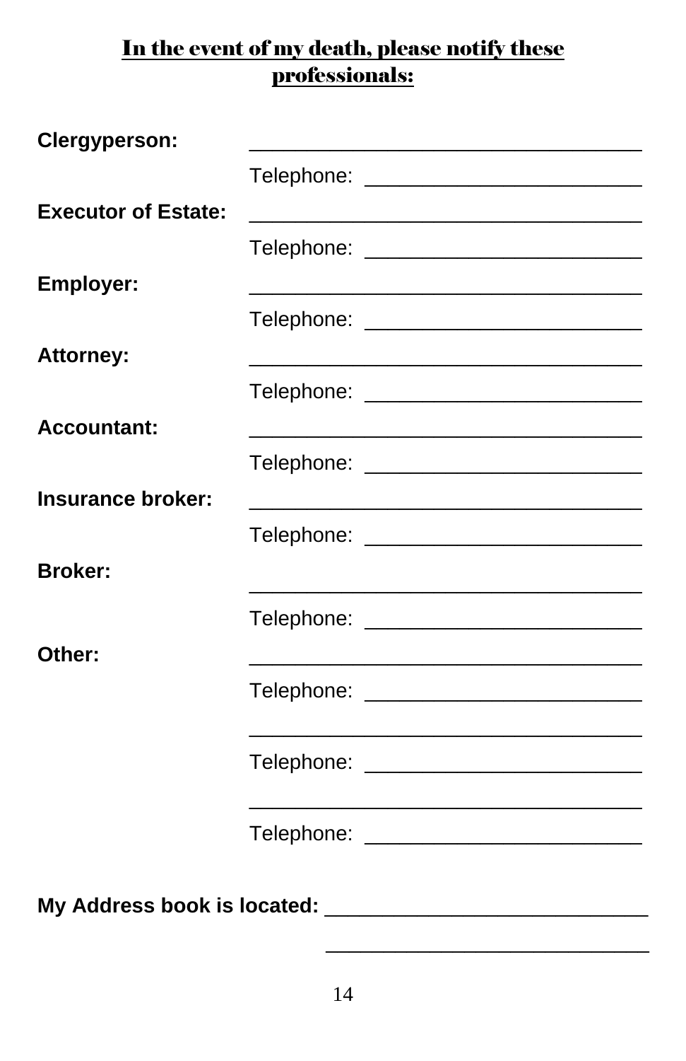## In the event of my death, please notify these professionals:

**Clergyperson:** ____________________________________

Telephone: _________________________

**Executor of Estate:** ____________________________________

Telephone: _________________________

**Employer:** ____________________________________

Telephone: _________________________

**Attorney:** ____________________________________

Telephone: _________________________

**Accountant:** ____________________________________

Telephone: _________________________

**Insurance broker:** ____________________________________

Telephone: _________________________

**Broker:** ____________________________________

Telephone: _________________________

**Other:** ____________________________________

Telephone: _________________________

____________________________________

Telephone: _________________________

____________________________________

Telephone: _________________________

**My Address book is located:** ______________________________

______________________________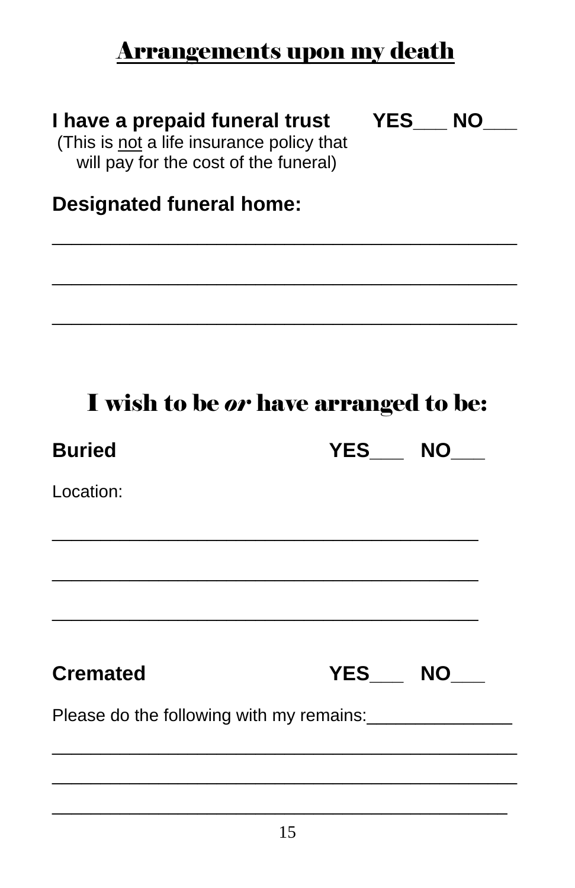# Arrangements upon my death

**I have a prepaid funeral trust** **YES___ NO___**

(This is not a life insurance policy that will pay for the cost of the funeral)

**Designated funeral home:**

_____________________________________________

_____________________________________________

_____________________________________________

## I wish to be *or* have arranged to be:

**Buried** **YES___ NO___**

Location:

_____________________________________________

_____________________________________________

_____________________________________________

**Cremated** **YES___ NO___**

Please do the following with my remains:_______________

_____________________________________________

_____________________________________________

_____________________________________________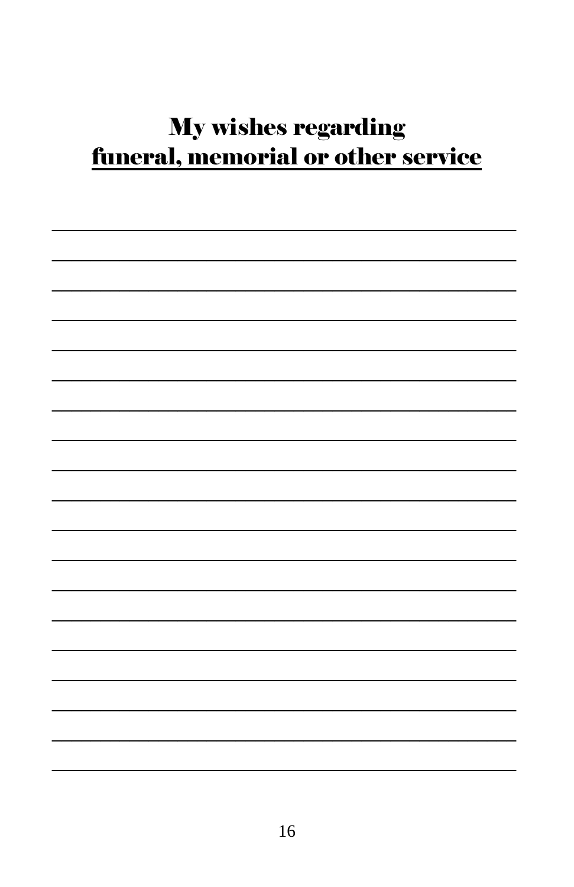# My wishes regarding
## funeral, memorial or other service

______________________________________________

______________________________________________

______________________________________________

______________________________________________

______________________________________________

______________________________________________

______________________________________________

______________________________________________

______________________________________________

______________________________________________

______________________________________________

______________________________________________

______________________________________________

______________________________________________

______________________________________________

______________________________________________

______________________________________________

______________________________________________

______________________________________________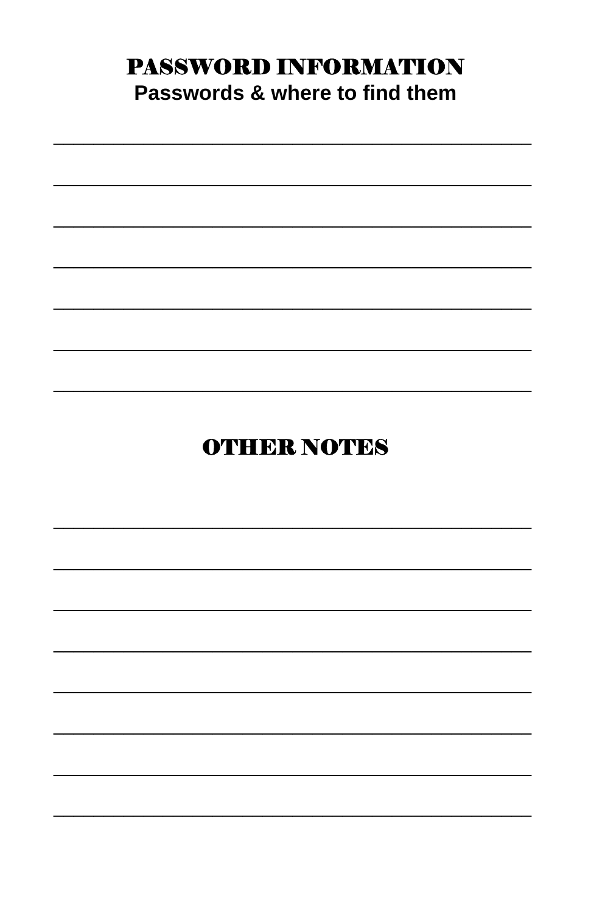# PASSWORD INFORMATION

**Passwords & where to find them**

______________________________________________

______________________________________________

______________________________________________

______________________________________________

______________________________________________

______________________________________________

______________________________________________

# OTHER NOTES

______________________________________________

______________________________________________

______________________________________________

______________________________________________

______________________________________________

______________________________________________

______________________________________________

______________________________________________